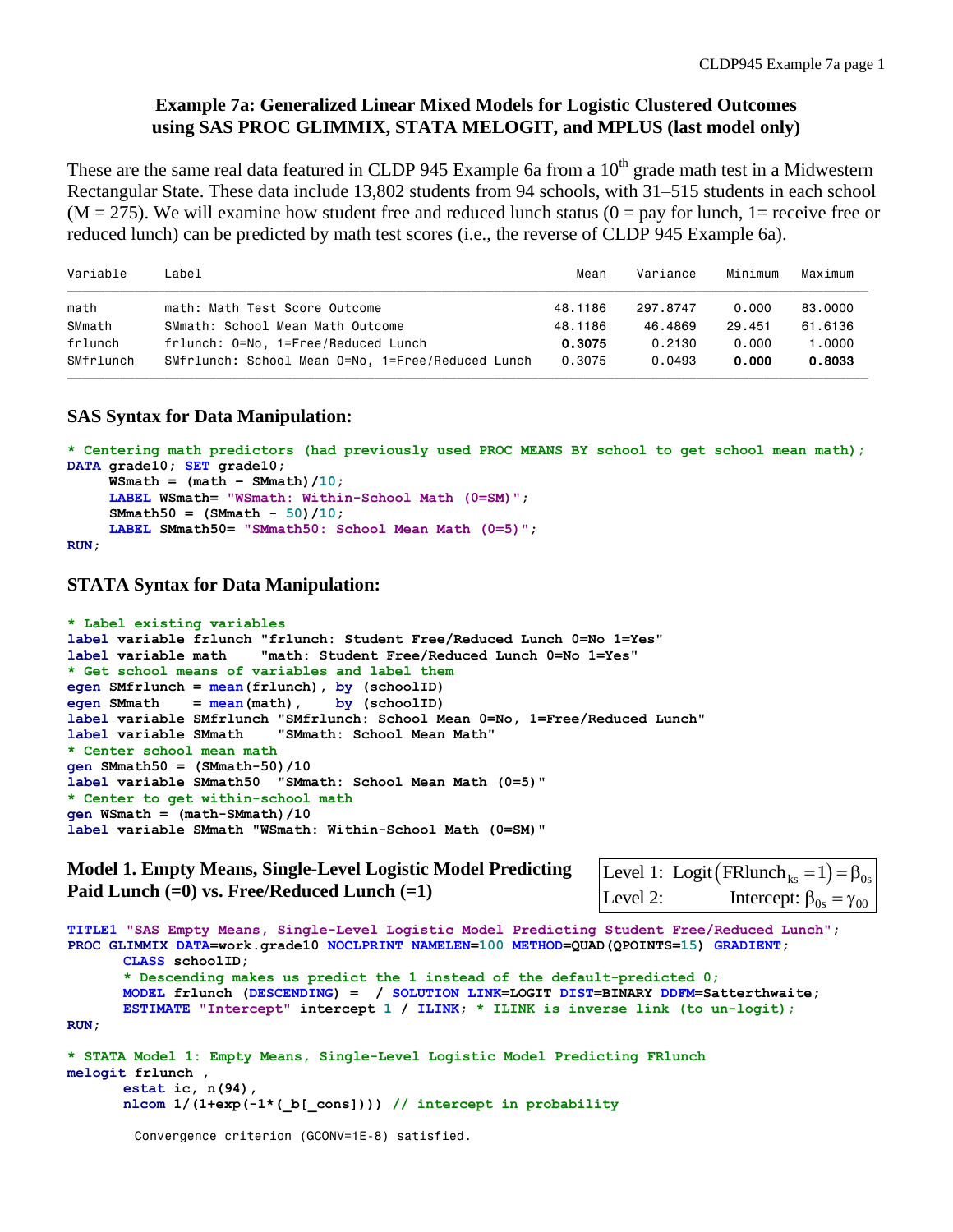# Example 7a: Generalized Linear Mixed Models for Logistic Clustered Outcomes using SAS PROC GLIMMIX, STATA MELOGIT, and MPLUS (last model only)

These are the same real data featured in CLDP 945 Example 6a from a $10^{th}$ grade math test in a Midwestern Rectangular State. These data include 13,802 students from 94 schools, with 31–515 students in each school (M = 275). We will examine how student free and reduced lunch status (0 = pay for lunch, 1= receive free or reduced lunch) can be predicted by math test scores (i.e., the reverse of CLDP 945 Example 6a).

| Variable | Label | Mean | Variance | Minimum | Maximum |
|---|---|---|---|---|---|
| math | math: Math Test Score Outcome | 48.1186 | 297.8747 | 0.000 | 83.0000 |
| SMmath | SMmath: School Mean Math Outcome | 48.1186 | 46.4869 | 29.451 | 61.6136 |
| frlunch | frlunch: 0=No, 1=Free/Reduced Lunch | **0.3075** | 0.2130 | 0.000 | 1.0000 |
| SMfrlunch | SMfrlunch: School Mean 0=No, 1=Free/Reduced Lunch | 0.3075 | 0.0493 | **0.000** | **0.8033** |

## SAS Syntax for Data Manipulation:

```
* Centering math predictors (had previously used PROC MEANS BY school to get school mean math);
DATA grade10; SET grade10;
     WSmath = (math - SMmath)/10;
     LABEL WSmath= "WSmath: Within-School Math (0=SM)";
     SMmath50 = (SMmath - 50)/10;
     LABEL SMmath50= "SMmath50: School Mean Math (0=5)";
RUN;
```

## STATA Syntax for Data Manipulation:

```
* Label existing variables
label variable frlunch "frlunch: Student Free/Reduced Lunch 0=No 1=Yes"
label variable math    "math: Student Free/Reduced Lunch 0=No 1=Yes"
* Get school means of variables and label them
egen SMfrlunch = mean(frlunch), by (schoolID)
egen SMmath    = mean(math),    by (schoolID)
label variable SMfrlunch "SMfrlunch: School Mean 0=No, 1=Free/Reduced Lunch"
label variable SMmath    "SMmath: School Mean Math"
* Center school mean math
gen SMmath50 = (SMmath-50)/10
label variable SMmath50  "SMmath: School Mean Math (0=5)"
* Center to get within-school math
gen WSmath = (math-SMmath)/10
label variable SMmath "WSmath: Within-School Math (0=SM)"
```

## Model 1. Empty Means, Single-Level Logistic Model Predicting Paid Lunch (=0) vs. Free/Reduced Lunch (=1)

$$\text{Level 1: } \text{Logit}\left(\text{FRlunch}_{ks}=1\right)=\beta_{0s}$$
$$\text{Level 2: } \quad \text{Intercept: } \beta_{0s}=\gamma_{00}$$

```
TITLE1 "SAS Empty Means, Single-Level Logistic Model Predicting Student Free/Reduced Lunch";
PROC GLIMMIX DATA=work.grade10 NOCLPRINT NAMELEN=100 METHOD=QUAD(QPOINTS=15) GRADIENT;
      CLASS schoolID;
      * Descending makes us predict the 1 instead of the default-predicted 0;
      MODEL frlunch (DESCENDING) =  / SOLUTION LINK=LOGIT DIST=BINARY DDFM=Satterthwaite;
      ESTIMATE "Intercept" intercept 1 / ILINK; * ILINK is inverse link (to un-logit);
RUN;

* STATA Model 1: Empty Means, Single-Level Logistic Model Predicting FRlunch
melogit frlunch ,
      estat ic, n(94),
      nlcom 1/(1+exp(-1*(_b[_cons]))) // intercept in probability
```

```
Convergence criterion (GCONV=1E-8) satisfied.
```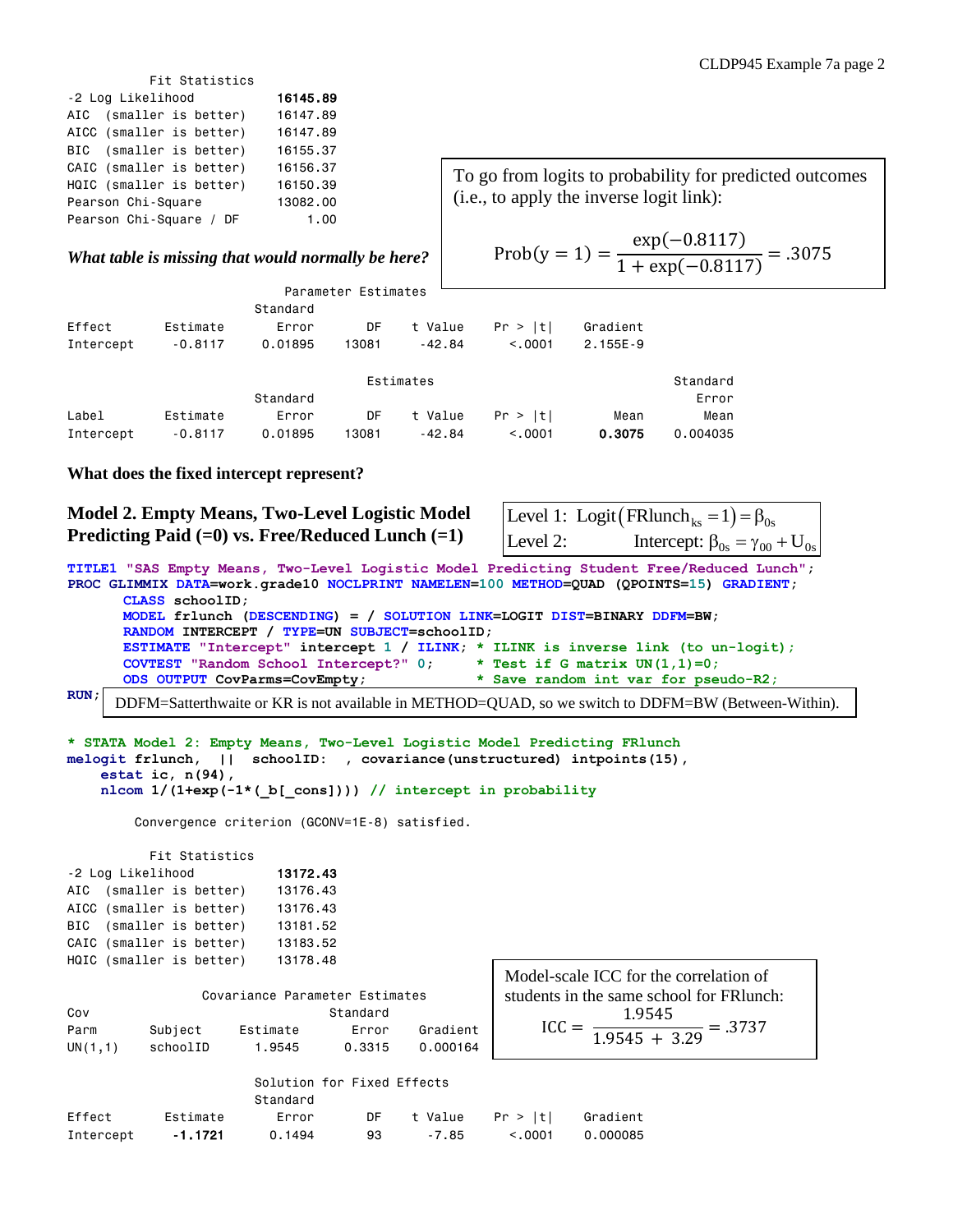```
         Fit Statistics
-2 Log Likelihood          16145.89
AIC  (smaller is better)   16147.89
AICC (smaller is better)   16147.89
BIC  (smaller is better)   16155.37
CAIC (smaller is better)   16156.37
HQIC (smaller is better)   16150.39
Pearson Chi-Square         13082.00
Pearson Chi-Square / DF        1.00
```

To go from logits to probability for predicted outcomes (i.e., to apply the inverse logit link):

$$\text{Prob}(y=1) = \frac{\exp(-0.8117)}{1+\exp(-0.8117)} = .3075$$

***What table is missing that would normally be here?***

```
                           Parameter Estimates
                        Standard
Effect        Estimate     Error       DF    t Value    Pr > |t|    Gradient
Intercept      -0.8117   0.01895    13081     -42.84      <.0001    2.155E-9

                                   Estimates                                    Standard
                        Standard                                                   Error
Label         Estimate     Error       DF    t Value    Pr > |t|        Mean        Mean
Intercept      -0.8117   0.01895    13081     -42.84      <.0001      0.3075    0.004035
```

**What does the fixed intercept represent?**

## Model 2. Empty Means, Two-Level Logistic Model Predicting Paid (=0) vs. Free/Reduced Lunch (=1)

Level 1: $\text{Logit}(\text{FRlunch}_{ks} = 1) = \beta_{0s}$

Level 2: Intercept: $\beta_{0s} = \gamma_{00} + U_{0s}$

```
TITLE1 "SAS Empty Means, Two-Level Logistic Model Predicting Student Free/Reduced Lunch";
PROC GLIMMIX DATA=work.grade10 NOCLPRINT NAMELEN=100 METHOD=QUAD (QPOINTS=15) GRADIENT;
     CLASS schoolID;
     MODEL frlunch (DESCENDING) = / SOLUTION LINK=LOGIT DIST=BINARY DDFM=BW;
     RANDOM INTERCEPT / TYPE=UN SUBJECT=schoolID;
     ESTIMATE "Intercept" intercept 1 / ILINK; * ILINK is inverse link (to un-logit);
     COVTEST "Random School Intercept?" 0;     * Test if G matrix UN(1,1)=0;
     ODS OUTPUT CovParms=CovEmpty;              * Save random int var for pseudo-R2;
RUN;
```

DDFM=Satterthwaite or KR is not available in METHOD=QUAD, so we switch to DDFM=BW (Between-Within).

```
* STATA Model 2: Empty Means, Two-Level Logistic Model Predicting FRlunch
melogit frlunch,  || schoolID:  , covariance(unstructured) intpoints(15),
    estat ic, n(94),
    nlcom 1/(1+exp(-1*(_b[_cons]))) // intercept in probability
```

```
      Convergence criterion (GCONV=1E-8) satisfied.

         Fit Statistics
-2 Log Likelihood          13172.43
AIC  (smaller is better)   13176.43
AICC (smaller is better)   13176.43
BIC  (smaller is better)   13181.52
CAIC (smaller is better)   13183.52
HQIC (smaller is better)   13178.48

               Covariance Parameter Estimates
Cov                                 Standard
Parm       Subject      Estimate       Error     Gradient
UN(1,1)    schoolID       1.9545      0.3315     0.000164
```

Model-scale ICC for the correlation of students in the same school for FRlunch:

$$\text{ICC} = \frac{1.9545}{1.9545 + 3.29} = .3737$$

```
                        Solution for Fixed Effects
                        Standard
Effect        Estimate     Error       DF    t Value    Pr > |t|    Gradient
Intercept      -1.1721    0.1494       93      -7.85      <.0001    0.000085
```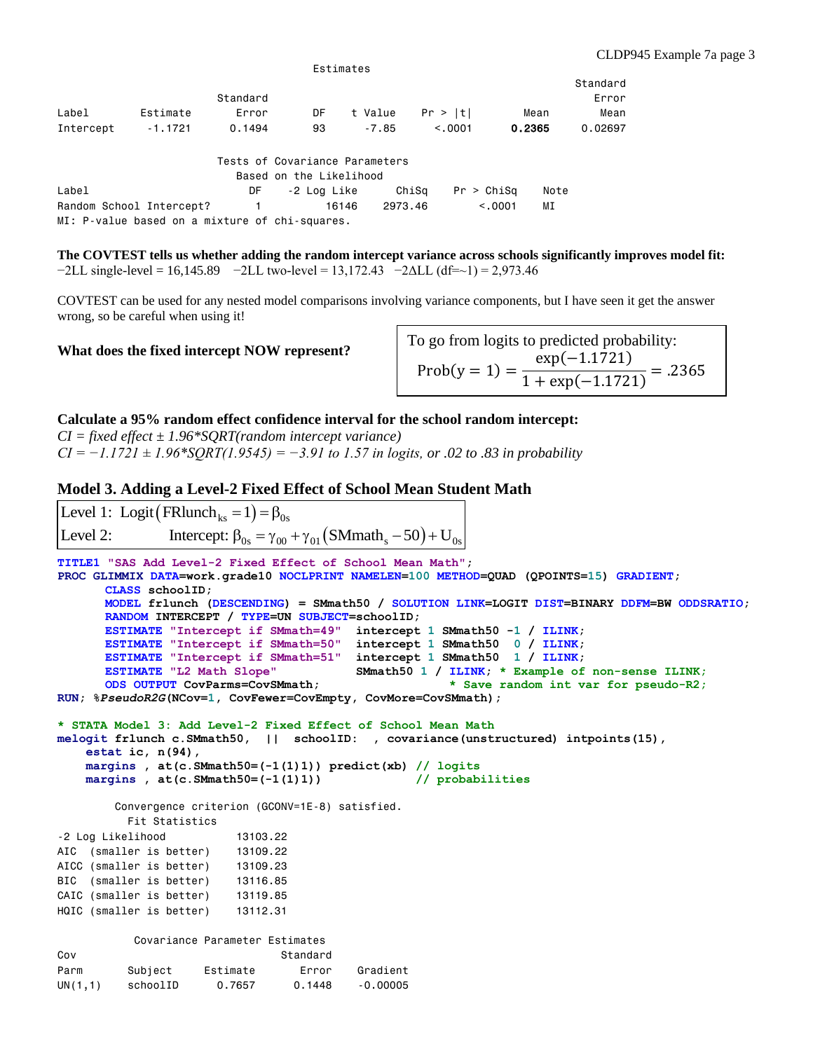Estimates

| Label | Estimate | Standard Error | DF | t Value | Pr > \|t\| | Mean | Standard Error Mean |
|---|---|---|---|---|---|---|---|
| Intercept | -1.1721 | 0.1494 | 93 | -7.85 | <.0001 | **0.2365** | 0.02697 |

Tests of Covariance Parameters Based on the Likelihood

| Label | DF | -2 Log Like | ChiSq | Pr > ChiSq | Note |
|---|---|---|---|---|---|
| Random School Intercept? | 1 | 16146 | 2973.46 | <.0001 | MI |

MI: P-value based on a mixture of chi-squares.

**The COVTEST tells us whether adding the random intercept variance across schools significantly improves model fit:**
−2LL single-level = 16,145.89 −2LL two-level = 13,172.43 −2ΔLL (df=~1) = 2,973.46

COVTEST can be used for any nested model comparisons involving variance components, but I have seen it get the answer wrong, so be careful when using it!

**What does the fixed intercept NOW represent?**

To go from logits to predicted probability:

$$\text{Prob}(y=1) = \frac{\exp(-1.1721)}{1+\exp(-1.1721)} = .2365$$

**Calculate a 95% random effect confidence interval for the school random intercept:**
*CI = fixed effect ± 1.96\*SQRT(random intercept variance)*
*CI = −1.1721 ± 1.96\*SQRT(1.9545) = −3.91 to 1.57 in logits, or .02 to .83 in probability*

## Model 3. Adding a Level-2 Fixed Effect of School Mean Student Math

Level 1: $\text{Logit}(\text{FRlunch}_{ks}=1)=\beta_{0s}$

Level 2: Intercept: $\beta_{0s}=\gamma_{00}+\gamma_{01}(\text{SMmath}_s-50)+U_{0s}$

```
TITLE1 "SAS Add Level-2 Fixed Effect of School Mean Math";
PROC GLIMMIX DATA=work.grade10 NOCLPRINT NAMELEN=100 METHOD=QUAD (QPOINTS=15) GRADIENT;
      CLASS schoolID;
      MODEL frlunch (DESCENDING) = SMmath50 / SOLUTION LINK=LOGIT DIST=BINARY DDFM=BW ODDSRATIO;
      RANDOM INTERCEPT / TYPE=UN SUBJECT=schoolID;
      ESTIMATE "Intercept if SMmath=49"  intercept 1 SMmath50 -1 / ILINK;
      ESTIMATE "Intercept if SMmath=50"  intercept 1 SMmath50  0 / ILINK;
      ESTIMATE "Intercept if SMmath=51"  intercept 1 SMmath50  1 / ILINK;
      ESTIMATE "L2 Math Slope"           SMmath50 1 / ILINK; * Example of non-sense ILINK;
      ODS OUTPUT CovParms=CovSMmath;                   * Save random int var for pseudo-R2;
RUN; %PseudoR2G(NCov=1, CovFewer=CovEmpty, CovMore=CovSMmath);

* STATA Model 3: Add Level-2 Fixed Effect of School Mean Math
melogit frlunch c.SMmath50,  ||  schoolID:  , covariance(unstructured) intpoints(15),
    estat ic, n(94),
    margins , at(c.SMmath50=(-1(1)1)) predict(xb) // logits
    margins , at(c.SMmath50=(-1(1)1))             // probabilities
```

Convergence criterion (GCONV=1E-8) satisfied.

Fit Statistics

| | |
|---|---|
| -2 Log Likelihood | 13103.22 |
| AIC (smaller is better) | 13109.22 |
| AICC (smaller is better) | 13109.23 |
| BIC (smaller is better) | 13116.85 |
| CAIC (smaller is better) | 13119.85 |
| HQIC (smaller is better) | 13112.31 |

Covariance Parameter Estimates

| Cov Parm | Subject | Estimate | Standard Error | Gradient |
|---|---|---|---|---|
| UN(1,1) | schoolID | 0.7657 | 0.1448 | -0.00005 |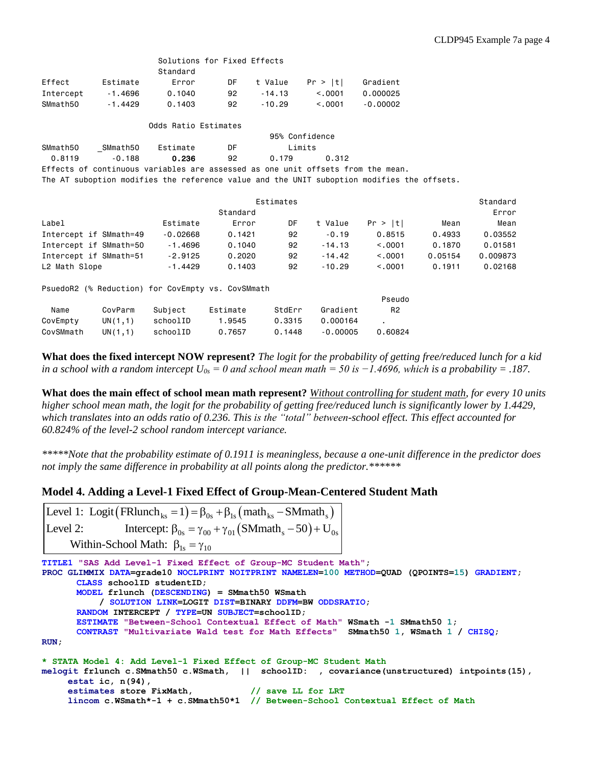```
                          Solutions for Fixed Effects
                          Standard
Effect        Estimate      Error       DF    t Value    Pr > |t|    Gradient
Intercept      -1.4696     0.1040       92     -14.13      <.0001    0.000025
SMmath50       -1.4429     0.1403       92     -10.29      <.0001    -0.00002

                       Odds Ratio Estimates
                                                95% Confidence
SMmath50     _SMmath50    Estimate      DF          Limits
  0.8119       -0.188      0.236        92      0.179      0.312
Effects of continuous variables are assessed as one unit offsets from the mean.
The AT suboption modifies the reference value and the UNIT suboption modifies the offsets.

                                             Estimates                                       Standard
                                   Standard                                                     Error
Label                    Estimate     Error       DF    t Value    Pr > |t|        Mean         Mean
Intercept if SMmath=49   -0.02668    0.1421       92      -0.19      0.8515      0.4933      0.03552
Intercept if SMmath=50    -1.4696    0.1040       92     -14.13      <.0001      0.1870      0.01581
Intercept if SMmath=51    -2.9125    0.2020       92     -14.42      <.0001     0.05154     0.009873
L2 Math Slope             -1.4429    0.1403       92     -10.29      <.0001      0.1911      0.02168

PsuedoR2 (% Reduction) for CovEmpty vs. CovSMmath
                                                                     Pseudo
  Name        CovParm    Subject     Estimate     StdErr    Gradient      R2
CovEmpty      UN(1,1)    schoolID      1.9545     0.3315    0.000164       .
CovSMmath     UN(1,1)    schoolID      0.7657     0.1448    -0.00005   0.60824
```

**What does the fixed intercept NOW represent?** *The logit for the probability of getting free/reduced lunch for a kid in a school with a random intercept $U_{0s} = 0$ and school mean math = 50 is −1.4696, which is a probability = .187.*

**What does the main effect of school mean math represent?** *<u>Without controlling for student math</u>, for every 10 units higher school mean math, the logit for the probability of getting free/reduced lunch is significantly lower by 1.4429, which translates into an odds ratio of 0.236. This is the "total" between-school effect. This effect accounted for 60.824% of the level-2 school random intercept variance.*

*\*\*\*\*\*Note that the probability estimate of 0.1911 is meaningless, because a one-unit difference in the predictor does not imply the same difference in probability at all points along the predictor.\*\*\*\*\*\**

## Model 4. Adding a Level-1 Fixed Effect of Group-Mean-Centered Student Math

$$
\begin{aligned}
&\text{Level 1: } \text{Logit}\left(\text{FRlunch}_{ks}=1\right) = \beta_{0s} + \beta_{1s}\left(\text{math}_{ks} - \text{SMmath}_{s}\right) \\
&\text{Level 2: } \quad \text{Intercept: } \beta_{0s} = \gamma_{00} + \gamma_{01}\left(\text{SMmath}_{s} - 50\right) + U_{0s} \\
&\qquad \text{Within-School Math: } \beta_{1s} = \gamma_{10}
\end{aligned}
$$

```
TITLE1 "SAS Add Level-1 Fixed Effect of Group-MC Student Math";
PROC GLIMMIX DATA=grade10 NOCLPRINT NOITPRINT NAMELEN=100 METHOD=QUAD (QPOINTS=15) GRADIENT;
      CLASS schoolID studentID;
      MODEL frlunch (DESCENDING) = SMmath50 WSmath
          / SOLUTION LINK=LOGIT DIST=BINARY DDFM=BW ODDSRATIO;
      RANDOM INTERCEPT / TYPE=UN SUBJECT=schoolID;
      ESTIMATE "Between-School Contextual Effect of Math" WSmath -1 SMmath50 1;
      CONTRAST "Multivariate Wald test for Math Effects"  SMmath50 1, WSmath 1 / CHISQ;
RUN;

* STATA Model 4: Add Level-1 Fixed Effect of Group-MC Student Math
melogit frlunch c.SMmath50 c.WSmath,  ||  schoolID:  , covariance(unstructured) intpoints(15),
     estat ic, n(94),
     estimates store FixMath,          // save LL for LRT
     lincom c.WSmath*-1 + c.SMmath50*1  // Between-School Contextual Effect of Math
```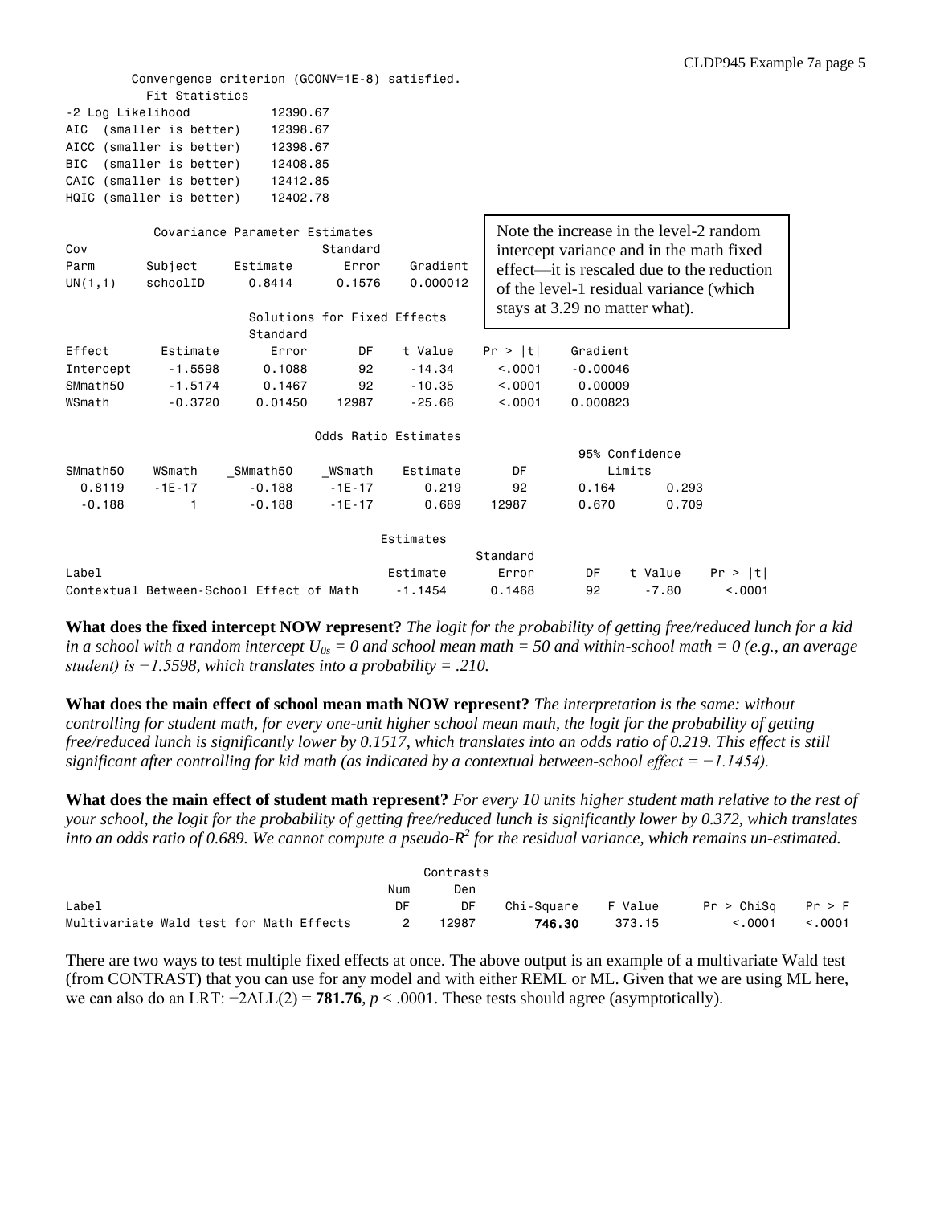```
Convergence criterion (GCONV=1E-8) satisfied.
          Fit Statistics
-2 Log Likelihood           12390.67
AIC  (smaller is better)    12398.67
AICC (smaller is better)    12398.67
BIC  (smaller is better)    12408.85
CAIC (smaller is better)    12412.85
HQIC (smaller is better)    12402.78

         Covariance Parameter Estimates
Cov                              Standard
Parm       Subject    Estimate      Error    Gradient
UN(1,1)    schoolID     0.8414     0.1576    0.000012

                      Solutions for Fixed Effects
                          Standard
Effect       Estimate        Error       DF    t Value    Pr > |t|    Gradient
Intercept     -1.5598       0.1088       92     -14.34      <.0001    -0.00046
SMmath50      -1.5174       0.1467       92     -10.35      <.0001     0.00009
WSmath        -0.3720      0.01450    12987     -25.66      <.0001    0.000823

                             Odds Ratio Estimates
                                                                95% Confidence
SMmath50     WSmath    _SMmath50     _WSmath    Estimate       DF         Limits
  0.8119     -1E-17       -0.188      -1E-17       0.219       92      0.164       0.293
  -0.188          1       -0.188      -1E-17       0.689    12987      0.670       0.709

                                                 Estimates
                                                           Standard
Label                                         Estimate        Error       DF    t Value    Pr > |t|
Contextual Between-School Effect of Math       -1.1454       0.1468       92      -7.80      <.0001
```

> Note the increase in the level-2 random intercept variance and in the math fixed effect—it is rescaled due to the reduction of the level-1 residual variance (which stays at 3.29 no matter what).

**What does the fixed intercept NOW represent?** *The logit for the probability of getting free/reduced lunch for a kid in a school with a random intercept $U_{0s} = 0$ and school mean math = 50 and within-school math = 0 (e.g., an average student) is −1.5598, which translates into a probability = .210.*

**What does the main effect of school mean math NOW represent?** *The interpretation is the same: without controlling for student math, for every one-unit higher school mean math, the logit for the probability of getting free/reduced lunch is significantly lower by 0.1517, which translates into an odds ratio of 0.219. This effect is still significant after controlling for kid math (as indicated by a contextual between-school effect = −1.1454).*

**What does the main effect of student math represent?** *For every 10 units higher student math relative to the rest of your school, the logit for the probability of getting free/reduced lunch is significantly lower by 0.372, which translates into an odds ratio of 0.689. We cannot compute a pseudo-$R^2$ for the residual variance, which remains un-estimated.*

```
                                           Contrasts
                                         Num      Den
Label                                     DF       DF    Chi-Square    F Value    Pr > ChiSq    Pr > F
Multivariate Wald test for Math Effects    2    12987        746.30     373.15        <.0001    <.0001
```

There are two ways to test multiple fixed effects at once. The above output is an example of a multivariate Wald test (from CONTRAST) that you can use for any model and with either REML or ML. Given that we are using ML here, we can also do an LRT: $-2\Delta LL(2) =$ **781.76**, $p < .0001$. These tests should agree (asymptotically).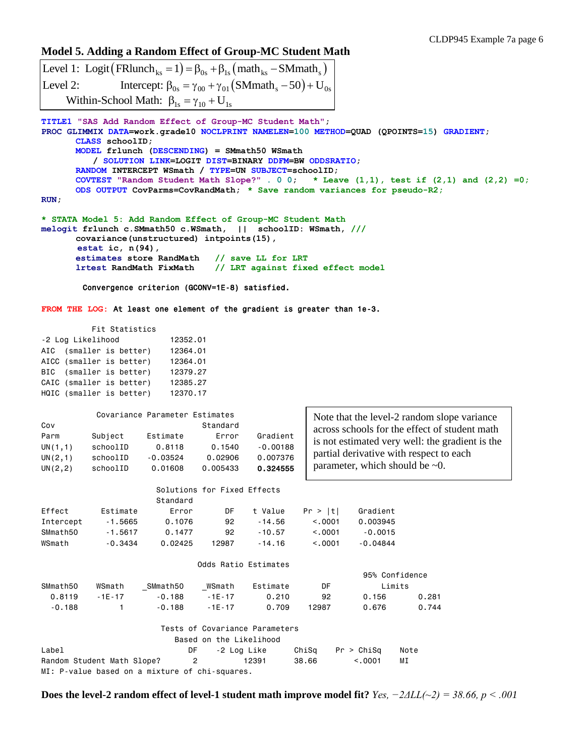## Model 5. Adding a Random Effect of Group-MC Student Math

$$\text{Level 1: } \text{Logit}\left(\text{FRlunch}_{ks}=1\right)=\beta_{0s}+\beta_{1s}\left(\text{math}_{ks}-\text{SMmath}_s\right)$$
$$\text{Level 2: } \quad \text{Intercept: } \beta_{0s}=\gamma_{00}+\gamma_{01}\left(\text{SMmath}_s-50\right)+U_{0s}$$
$$\text{Within-School Math: } \beta_{1s}=\gamma_{10}+U_{1s}$$

```
TITLE1 "SAS Add Random Effect of Group-MC Student Math";
PROC GLIMMIX DATA=work.grade10 NOCLPRINT NAMELEN=100 METHOD=QUAD (QPOINTS=15) GRADIENT;
      CLASS schoolID;
      MODEL frlunch (DESCENDING) = SMmath50 WSmath
          / SOLUTION LINK=LOGIT DIST=BINARY DDFM=BW ODDSRATIO;
      RANDOM INTERCEPT WSmath / TYPE=UN SUBJECT=schoolID;
      COVTEST "Random Student Math Slope?" . 0 0;   * Leave (1,1), test if (2,1) and (2,2) =0;
      ODS OUTPUT CovParms=CovRandMath; * Save random variances for pseudo-R2;
RUN;

* STATA Model 5: Add Random Effect of Group-MC Student Math
melogit frlunch c.SMmath50 c.WSmath,  ||  schoolID: WSmath, ///
      covariance(unstructured) intpoints(15),
      estat ic, n(94),
      estimates store RandMath   // save LL for LRT
      lrtest RandMath FixMath    // LRT against fixed effect model
```

```
Convergence criterion (GCONV=1E-8) satisfied.
```

FROM THE LOG: At least one element of the gradient is greater than 1e-3.

| Fit Statistics | |
|---|---|
| -2 Log Likelihood | 12352.01 |
| AIC (smaller is better) | 12364.01 |
| AICC (smaller is better) | 12364.01 |
| BIC (smaller is better) | 12379.27 |
| CAIC (smaller is better) | 12385.27 |
| HQIC (smaller is better) | 12370.17 |

Covariance Parameter Estimates

| Cov Parm | Subject | Estimate | Standard Error | Gradient |
|---|---|---|---|---|
| UN(1,1) | schoolID | 0.8118 | 0.1540 | -0.00188 |
| UN(2,1) | schoolID | -0.03524 | 0.02906 | 0.007376 |
| UN(2,2) | schoolID | 0.01608 | 0.005433 | **0.324555** |

Note that the level-2 random slope variance across schools for the effect of student math is not estimated very well: the gradient is the partial derivative with respect to each parameter, which should be ~0.

Solutions for Fixed Effects

| Effect | Estimate | Standard Error | DF | t Value | Pr > \|t\| | Gradient |
|---|---|---|---|---|---|---|
| Intercept | -1.5665 | 0.1076 | 92 | -14.56 | <.0001 | 0.003945 |
| SMmath50 | -1.5617 | 0.1477 | 92 | -10.57 | <.0001 | -0.0015 |
| WSmath | -0.3434 | 0.02425 | 12987 | -14.16 | <.0001 | -0.04844 |

Odds Ratio Estimates

| SMmath50 | WSmath | _SMmath50 | _WSmath | Estimate | DF | 95% Confidence Limits | |
|---|---|---|---|---|---|---|---|
| 0.8119 | -1E-17 | -0.188 | -1E-17 | 0.210 | 92 | 0.156 | 0.281 |
| -0.188 | 1 | -0.188 | -1E-17 | 0.709 | 12987 | 0.676 | 0.744 |

Tests of Covariance Parameters Based on the Likelihood

| Label | DF | -2 Log Like | ChiSq | Pr > ChiSq | Note |
|---|---|---|---|---|---|
| Random Student Math Slope? | 2 | 12391 | 38.66 | <.0001 | MI |

MI: P-value based on a mixture of chi-squares.

**Does the level-2 random effect of level-1 student math improve model fit?** *Yes,* $-2\Delta LL(\sim 2) = 38.66,\ p < .001$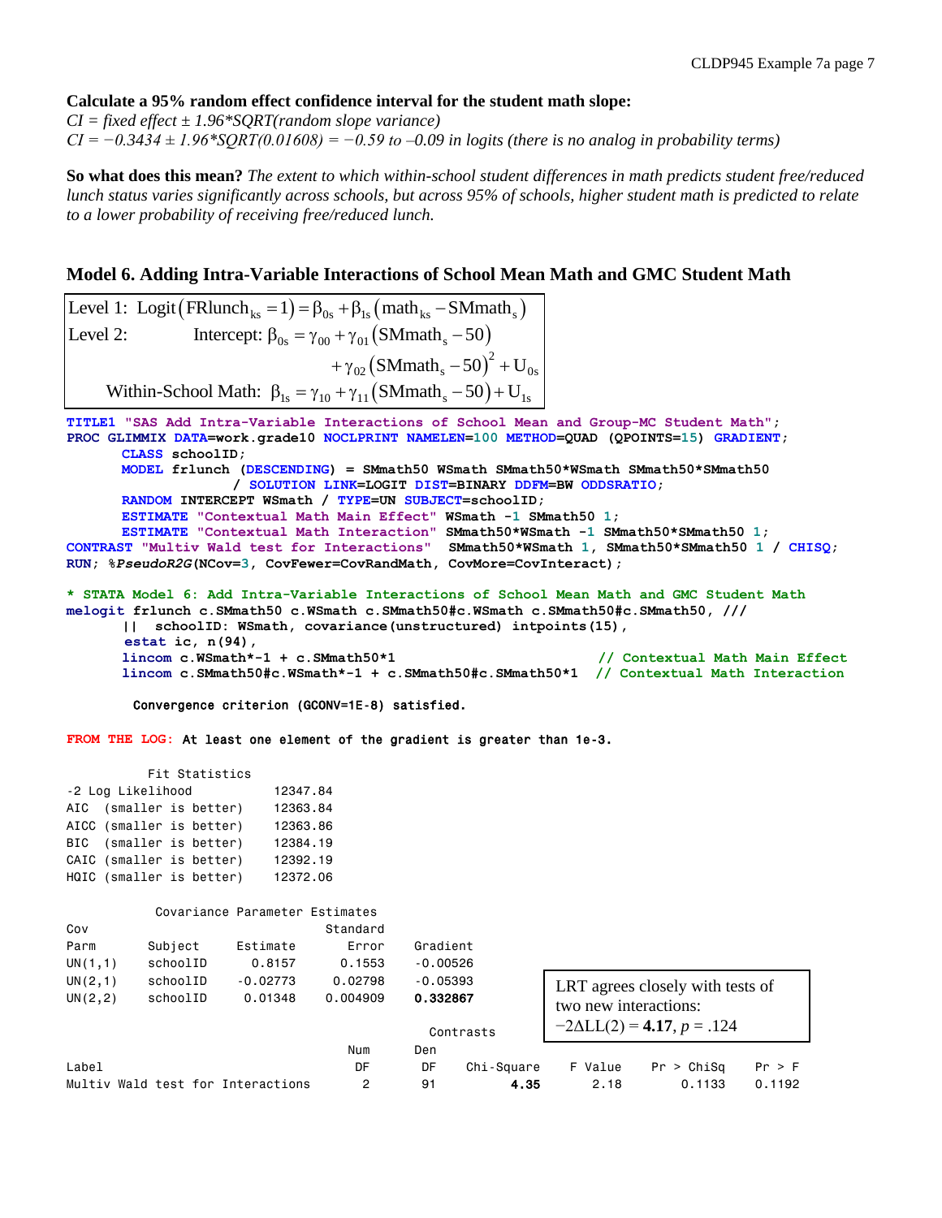**Calculate a 95% random effect confidence interval for the student math slope:**

*CI = fixed effect ± 1.96\*SQRT(random slope variance)*

*CI = −0.3434 ± 1.96\*SQRT(0.01608) = −0.59 to –0.09 in logits (there is no analog in probability terms)*

**So what does this mean?** *The extent to which within-school student differences in math predicts student free/reduced lunch status varies significantly across schools, but across 95% of schools, higher student math is predicted to relate to a lower probability of receiving free/reduced lunch.*

## Model 6. Adding Intra-Variable Interactions of School Mean Math and GMC Student Math

$$\text{Level 1: } \text{Logit}\left(\text{FRlunch}_{ks}=1\right)=\beta_{0s}+\beta_{1s}\left(\text{math}_{ks}-\text{SMmath}_{s}\right)$$

$$\text{Level 2: Intercept: } \beta_{0s}=\gamma_{00}+\gamma_{01}\left(\text{SMmath}_{s}-50\right)+\gamma_{02}\left(\text{SMmath}_{s}-50\right)^{2}+U_{0s}$$

$$\text{Within-School Math: } \beta_{1s}=\gamma_{10}+\gamma_{11}\left(\text{SMmath}_{s}-50\right)+U_{1s}$$

```
TITLE1 "SAS Add Intra-Variable Interactions of School Mean and Group-MC Student Math";
PROC GLIMMIX DATA=work.grade10 NOCLPRINT NAMELEN=100 METHOD=QUAD (QPOINTS=15) GRADIENT;
      CLASS schoolID;
      MODEL frlunch (DESCENDING) = SMmath50 WSmath SMmath50*WSmath SMmath50*SMmath50
                  / SOLUTION LINK=LOGIT DIST=BINARY DDFM=BW ODDSRATIO;
      RANDOM INTERCEPT WSmath / TYPE=UN SUBJECT=schoolID;
      ESTIMATE "Contextual Math Main Effect" WSmath -1 SMmath50 1;
      ESTIMATE "Contextual Math Interaction" SMmath50*WSmath -1 SMmath50*SMmath50 1;
CONTRAST "Multiv Wald test for Interactions"  SMmath50*WSmath 1, SMmath50*SMmath50 1 / CHISQ;
RUN; %PseudoR2G(NCov=3, CovFewer=CovRandMath, CovMore=CovInteract);

* STATA Model 6: Add Intra-Variable Interactions of School Mean Math and GMC Student Math
melogit frlunch c.SMmath50 c.WSmath c.SMmath50#c.WSmath c.SMmath50#c.SMmath50, ///
      || schoolID: WSmath, covariance(unstructured) intpoints(15),
      estat ic, n(94),
      lincom c.WSmath*-1 + c.SMmath50*1                        // Contextual Math Main Effect
      lincom c.SMmath50#c.WSmath*-1 + c.SMmath50#c.SMmath50*1  // Contextual Math Interaction
```

```
Convergence criterion (GCONV=1E-8) satisfied.

FROM THE LOG: At least one element of the gradient is greater than 1e-3.

          Fit Statistics
-2 Log Likelihood          12347.84
AIC  (smaller is better)   12363.84
AICC (smaller is better)   12363.86
BIC  (smaller is better)   12384.19
CAIC (smaller is better)   12392.19
HQIC (smaller is better)   12372.06

           Covariance Parameter Estimates
Cov                                 Standard
Parm       Subject    Estimate         Error     Gradient
UN(1,1)    schoolID     0.8157        0.1553     -0.00526
UN(2,1)    schoolID   -0.02773       0.02798     -0.05393
UN(2,2)    schoolID    0.01348      0.004909     0.332867

                                                   Contrasts
                                      Num      Den
Label                                  DF       DF    Chi-Square    F Value    Pr > ChiSq    Pr > F
Multiv Wald test for Interactions       2       91          4.35       2.18        0.1133    0.1192
```

LRT agrees closely with tests of two new interactions: $-2\Delta LL(2) =$ **4.17**, $p = .124$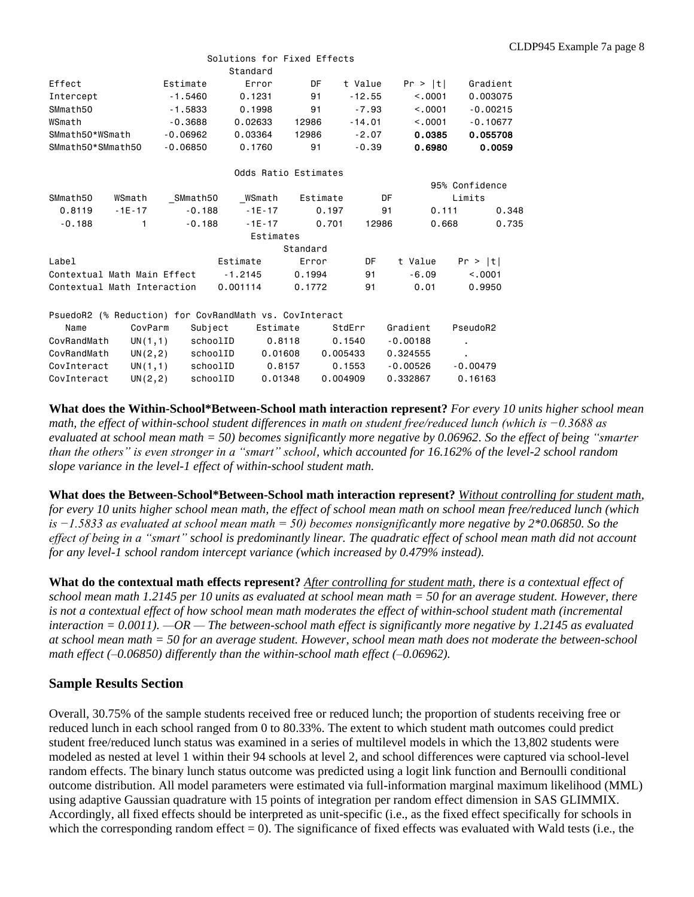Solutions for Fixed Effects

| Effect | Estimate | Standard Error | DF | t Value | Pr > \|t\| | Gradient |
|---|---|---|---|---|---|---|
| Intercept | -1.5460 | 0.1231 | 91 | -12.55 | <.0001 | 0.003075 |
| SMmath50 | -1.5833 | 0.1998 | 91 | -7.93 | <.0001 | -0.00215 |
| WSmath | -0.3688 | 0.02633 | 12986 | -14.01 | <.0001 | -0.10677 |
| SMmath50*WSmath | -0.06962 | 0.03364 | 12986 | -2.07 | **0.0385** | **0.055708** |
| SMmath50*SMmath50 | -0.06850 | 0.1760 | 91 | -0.39 | **0.6980** | **0.0059** |

Odds Ratio Estimates

| SMmath50 | WSmath | _SMmath50 | _WSmath | Estimate | DF | 95% Confidence Limits | |
|---|---|---|---|---|---|---|---|
| 0.8119 | -1E-17 | -0.188 | -1E-17 | 0.197 | 91 | 0.111 | 0.348 |
| -0.188 | 1 | -0.188 | -1E-17 | 0.701 | 12986 | 0.668 | 0.735 |

Estimates

| Label | Estimate | Standard Error | DF | t Value | Pr > \|t\| |
|---|---|---|---|---|---|
| Contextual Math Main Effect | -1.2145 | 0.1994 | 91 | -6.09 | <.0001 |
| Contextual Math Interaction | 0.001114 | 0.1772 | 91 | 0.01 | 0.9950 |

PsuedoR2 (% Reduction) for CovRandMath vs. CovInteract

| Name | CovParm | Subject | Estimate | StdErr | Gradient | PseudoR2 |
|---|---|---|---|---|---|---|
| CovRandMath | UN(1,1) | schoolID | 0.8118 | 0.1540 | -0.00188 | . |
| CovRandMath | UN(2,2) | schoolID | 0.01608 | 0.005433 | 0.324555 | . |
| CovInteract | UN(1,1) | schoolID | 0.8157 | 0.1553 | -0.00526 | -0.00479 |
| CovInteract | UN(2,2) | schoolID | 0.01348 | 0.004909 | 0.332867 | 0.16163 |

**What does the Within-School*Between-School math interaction represent?** *For every 10 units higher school mean math, the effect of within-school student differences in math on student free/reduced lunch (which is −0.3688 as evaluated at school mean math = 50) becomes significantly more negative by 0.06962. So the effect of being "smarter than the others" is even stronger in a "smart" school, which accounted for 16.162% of the level-2 school random slope variance in the level-1 effect of within-school student math.*

**What does the Between-School*Between-School math interaction represent?** *Without controlling for student math, for every 10 units higher school mean math, the effect of school mean math on school mean free/reduced lunch (which is −1.5833 as evaluated at school mean math = 50) becomes nonsignificantly more negative by 2*0.06850. So the effect of being in a "smart" school is predominantly linear. The quadratic effect of school mean math did not account for any level-1 school random intercept variance (which increased by 0.479% instead).*

**What do the contextual math effects represent?** *After controlling for student math, there is a contextual effect of school mean math 1.2145 per 10 units as evaluated at school mean math = 50 for an average student. However, there is not a contextual effect of how school mean math moderates the effect of within-school student math (incremental interaction = 0.0011). —OR — The between-school math effect is significantly more negative by 1.2145 as evaluated at school mean math = 50 for an average student. However, school mean math does not moderate the between-school math effect (–0.06850) differently than the within-school math effect (–0.06962).*

## Sample Results Section

Overall, 30.75% of the sample students received free or reduced lunch; the proportion of students receiving free or reduced lunch in each school ranged from 0 to 80.33%. The extent to which student math outcomes could predict student free/reduced lunch status was examined in a series of multilevel models in which the 13,802 students were modeled as nested at level 1 within their 94 schools at level 2, and school differences were captured via school-level random effects. The binary lunch status outcome was predicted using a logit link function and Bernoulli conditional outcome distribution. All model parameters were estimated via full-information marginal maximum likelihood (MML) using adaptive Gaussian quadrature with 15 points of integration per random effect dimension in SAS GLIMMIX. Accordingly, all fixed effects should be interpreted as unit-specific (i.e., as the fixed effect specifically for schools in which the corresponding random effect = 0). The significance of fixed effects was evaluated with Wald tests (i.e., the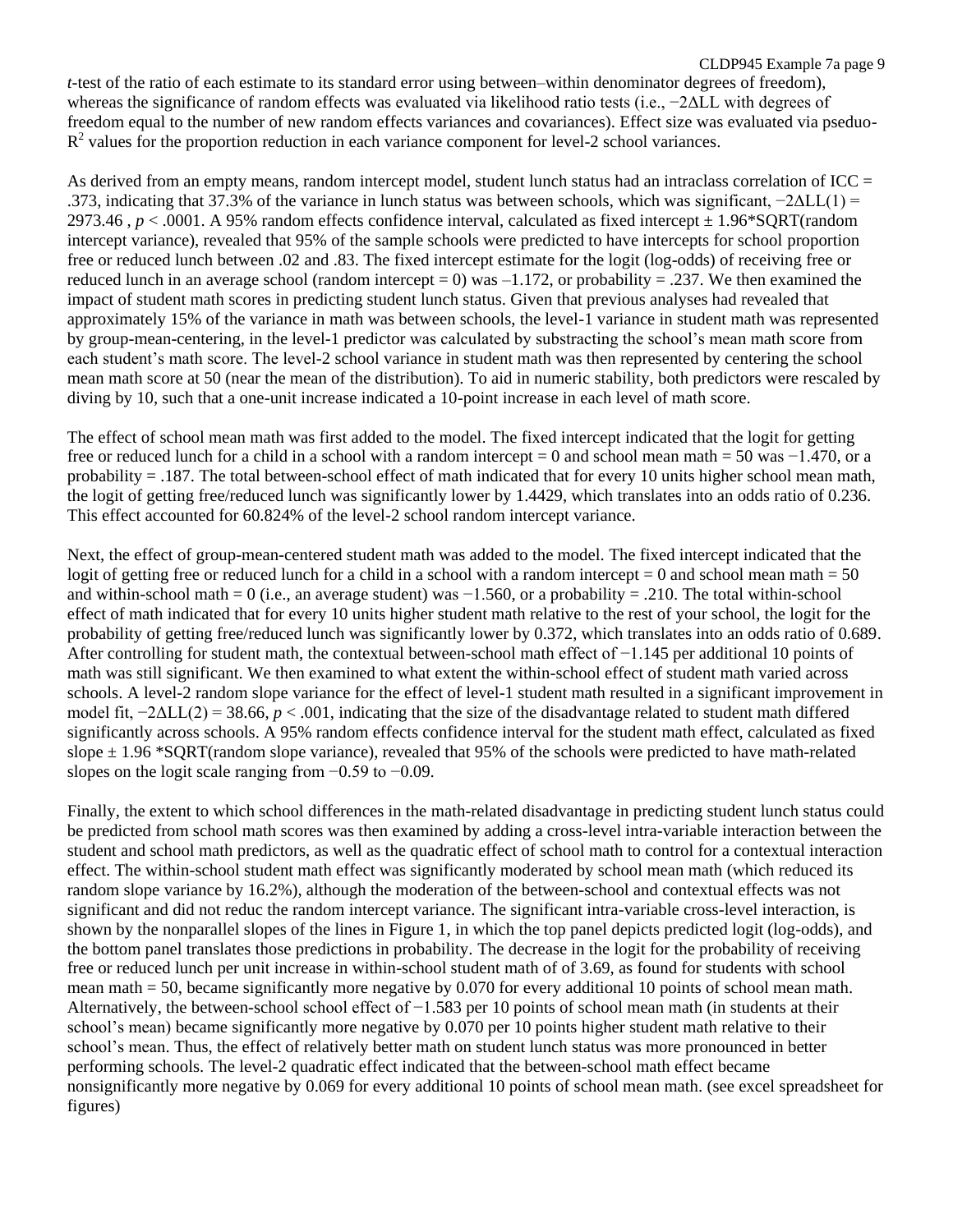*t*-test of the ratio of each estimate to its standard error using between–within denominator degrees of freedom), whereas the significance of random effects was evaluated via likelihood ratio tests (i.e., $-2\Delta LL$ with degrees of freedom equal to the number of new random effects variances and covariances). Effect size was evaluated via pseduo-$R^2$ values for the proportion reduction in each variance component for level-2 school variances.

As derived from an empty means, random intercept model, student lunch status had an intraclass correlation of ICC = .373, indicating that 37.3% of the variance in lunch status was between schools, which was significant, $-2\Delta LL(1) = 2973.46$ , $p < .0001$. A 95% random effects confidence interval, calculated as fixed intercept ± 1.96*SQRT(random intercept variance), revealed that 95% of the sample schools were predicted to have intercepts for school proportion free or reduced lunch between .02 and .83. The fixed intercept estimate for the logit (log-odds) of receiving free or reduced lunch in an average school (random intercept = 0) was –1.172, or probability = .237. We then examined the impact of student math scores in predicting student lunch status. Given that previous analyses had revealed that approximately 15% of the variance in math was between schools, the level-1 variance in student math was represented by group-mean-centering, in the level-1 predictor was calculated by substracting the school's mean math score from each student's math score. The level-2 school variance in student math was then represented by centering the school mean math score at 50 (near the mean of the distribution). To aid in numeric stability, both predictors were rescaled by diving by 10, such that a one-unit increase indicated a 10-point increase in each level of math score.

The effect of school mean math was first added to the model. The fixed intercept indicated that the logit for getting free or reduced lunch for a child in a school with a random intercept = 0 and school mean math = 50 was −1.470, or a probability = .187. The total between-school effect of math indicated that for every 10 units higher school mean math, the logit of getting free/reduced lunch was significantly lower by 1.4429, which translates into an odds ratio of 0.236. This effect accounted for 60.824% of the level-2 school random intercept variance.

Next, the effect of group-mean-centered student math was added to the model. The fixed intercept indicated that the logit of getting free or reduced lunch for a child in a school with a random intercept = 0 and school mean math = 50 and within-school math = 0 (i.e., an average student) was −1.560, or a probability = .210. The total within-school effect of math indicated that for every 10 units higher student math relative to the rest of your school, the logit for the probability of getting free/reduced lunch was significantly lower by 0.372, which translates into an odds ratio of 0.689. After controlling for student math, the contextual between-school math effect of −1.145 per additional 10 points of math was still significant. We then examined to what extent the within-school effect of student math varied across schools. A level-2 random slope variance for the effect of level-1 student math resulted in a significant improvement in model fit, $-2\Delta LL(2) = 38.66$, $p < .001$, indicating that the size of the disadvantage related to student math differed significantly across schools. A 95% random effects confidence interval for the student math effect, calculated as fixed slope ± 1.96 *SQRT(random slope variance), revealed that 95% of the schools were predicted to have math-related slopes on the logit scale ranging from −0.59 to −0.09.

Finally, the extent to which school differences in the math-related disadvantage in predicting student lunch status could be predicted from school math scores was then examined by adding a cross-level intra-variable interaction between the student and school math predictors, as well as the quadratic effect of school math to control for a contextual interaction effect. The within-school student math effect was significantly moderated by school mean math (which reduced its random slope variance by 16.2%), although the moderation of the between-school and contextual effects was not significant and did not reduc the random intercept variance. The significant intra-variable cross-level interaction, is shown by the nonparallel slopes of the lines in Figure 1, in which the top panel depicts predicted logit (log-odds), and the bottom panel translates those predictions in probability. The decrease in the logit for the probability of receiving free or reduced lunch per unit increase in within-school student math of of 3.69, as found for students with school mean math = 50, became significantly more negative by 0.070 for every additional 10 points of school mean math. Alternatively, the between-school school effect of −1.583 per 10 points of school mean math (in students at their school's mean) became significantly more negative by 0.070 per 10 points higher student math relative to their school's mean. Thus, the effect of relatively better math on student lunch status was more pronounced in better performing schools. The level-2 quadratic effect indicated that the between-school math effect became nonsignificantly more negative by 0.069 for every additional 10 points of school mean math. (see excel spreadsheet for figures)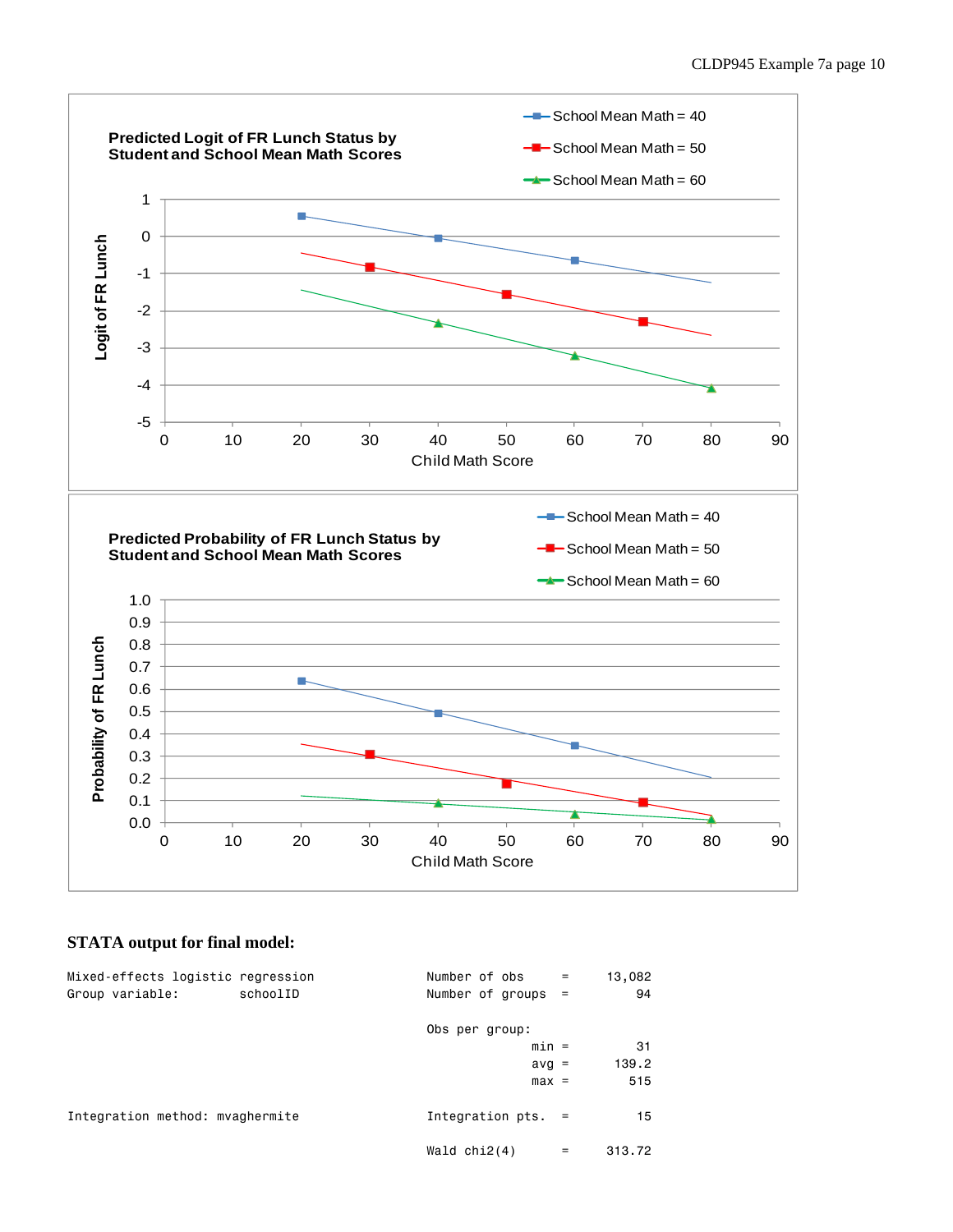**Predicted Logit of FR Lunch Status by Student and School Mean Math Scores**

**Predicted Probability of FR Lunch Status by Student and School Mean Math Scores**

**STATA output for final model:**

```
Mixed-effects logistic regression               Number of obs      =     13,082
Group variable:         schoolID                Number of groups   =         94

                                                Obs per group:
                                                              min =         31
                                                              avg =      139.2
                                                              max =        515

Integration method: mvaghermite                 Integration pts.   =         15

                                                Wald chi2(4)       =     313.72
```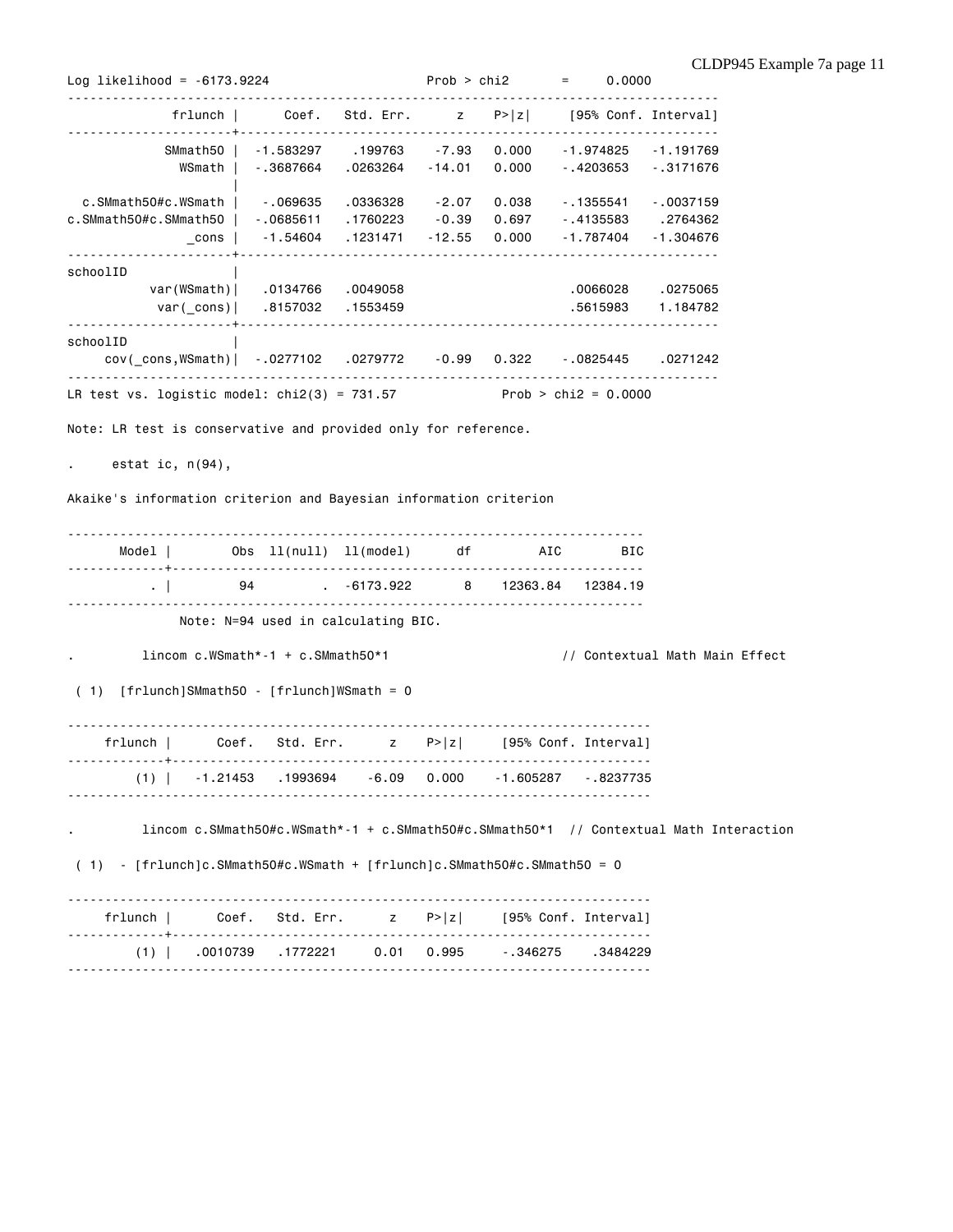```
Log likelihood = -6173.9224                     Prob > chi2       =     0.0000
------------------------------------------------------------------------------------
             frlunch |      Coef.   Std. Err.      z    P>|z|     [95% Conf. Interval]
---------------------+--------------------------------------------------------------
            SMmath50 |  -1.583297    .199763    -7.93   0.000    -1.974825   -1.191769
              WSmath |  -.3687664   .0263264   -14.01   0.000    -.4203653   -.3171676
                     |
  c.SMmath50#c.WSmath |   -.069635   .0336328    -2.07   0.038    -.1355541   -.0037159
c.SMmath50#c.SMmath50 |  -.0685611   .1760223    -0.39   0.697    -.4135583    .2764362
               _cons |   -1.54604   .1231471   -12.55   0.000    -1.787404   -1.304676
---------------------+--------------------------------------------------------------
schoolID             |
         var(WSmath)|   .0134766   .0049058                       .0066028    .0275065
          var(_cons)|   .8157032   .1553459                       .5615983    1.184782
---------------------+--------------------------------------------------------------
schoolID             |
     cov(_cons,WSmath)|  -.0277102   .0279772    -0.99   0.322    -.0825445    .0271242
------------------------------------------------------------------------------------
LR test vs. logistic model: chi2(3) = 731.57            Prob > chi2 = 0.0000

Note: LR test is conservative and provided only for reference.

.     estat ic, n(94),

Akaike's information criterion and Bayesian information criterion

-----------------------------------------------------------------------------
       Model |        Obs  ll(null)  ll(model)      df         AIC        BIC
-------------+---------------------------------------------------------------
           . |         94         .  -6173.922       8    12363.84   12384.19
-----------------------------------------------------------------------------
               Note: N=94 used in calculating BIC.

.         lincom c.WSmath*-1 + c.SMmath50*1                    // Contextual Math Main Effect

 ( 1)  [frlunch]SMmath50 - [frlunch]WSmath = 0

------------------------------------------------------------------------------
     frlunch |      Coef.   Std. Err.      z    P>|z|     [95% Conf. Interval]
-------------+----------------------------------------------------------------
         (1) |   -1.21453   .1993694    -6.09   0.000    -1.605287   -.8237735
------------------------------------------------------------------------------

.         lincom c.SMmath50#c.WSmath*-1 + c.SMmath50#c.SMmath50*1  // Contextual Math Interaction

 ( 1)  - [frlunch]c.SMmath50#c.WSmath + [frlunch]c.SMmath50#c.SMmath50 = 0

------------------------------------------------------------------------------
     frlunch |      Coef.   Std. Err.      z    P>|z|     [95% Conf. Interval]
-------------+----------------------------------------------------------------
         (1) |   .0010739   .1772221     0.01   0.995     -.346275    .3484229
------------------------------------------------------------------------------
```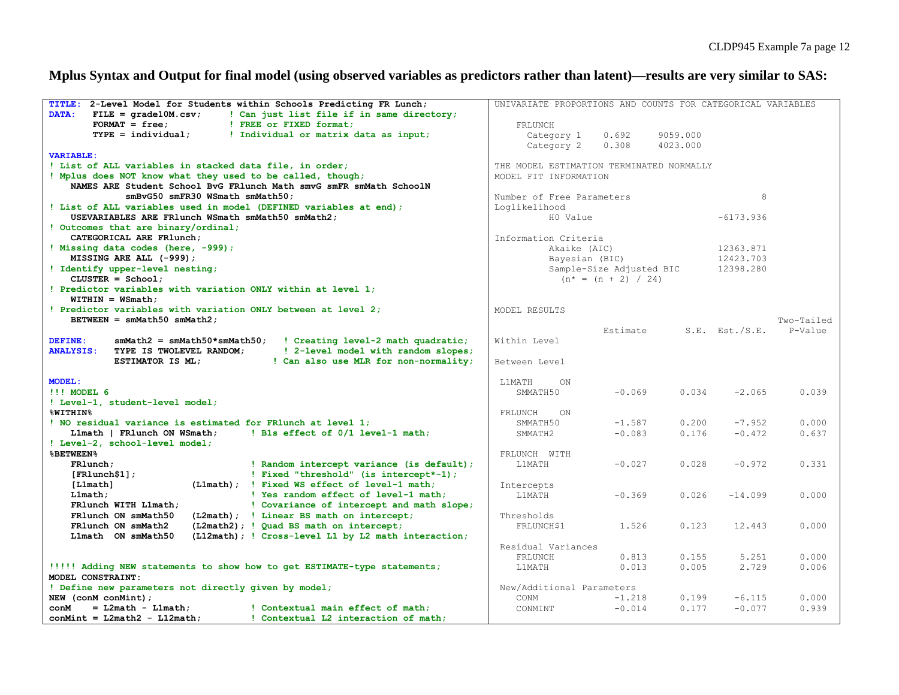**Mplus Syntax and Output for final model (using observed variables as predictors rather than latent)—results are very similar to SAS:**

```
TITLE:  2-Level Model for Students within Schools Predicting FR Lunch;
DATA:   FILE = grade10M.csv;     ! Can just list file if in same directory;
        FORMAT = free;           ! FREE or FIXED format;
        TYPE = individual;       ! Individual or matrix data as input;

VARIABLE:
! List of ALL variables in stacked data file, in order;
! Mplus does NOT know what they used to be called, though;
    NAMES ARE Student School BvG FRlunch Math smvG smFR smMath SchoolN
              smBvG50 smFR30 WSmath smMath50;
! List of ALL variables used in model (DEFINED variables at end);
    USEVARIABLES ARE FRlunch WSmath smMath50 smMath2;
! Outcomes that are binary/ordinal;
    CATEGORICAL ARE FRlunch;
! Missing data codes (here, -999);
    MISSING ARE ALL (-999);
! Identify upper-level nesting;
    CLUSTER = School;
! Predictor variables with variation ONLY within at level 1;
    WITHIN = WSmath;
! Predictor variables with variation ONLY between at level 2;
    BETWEEN = smMath50 smMath2;

DEFINE:     smMath2 = smMath50*smMath50;   ! Creating level-2 math quadratic;
ANALYSIS:   TYPE IS TWOLEVEL RANDOM;       ! 2-level model with random slopes;
            ESTIMATOR IS ML;               ! Can also use MLR for non-normality;

MODEL:
!!! MODEL 6
! Level-1, student-level model;
%WITHIN%
! NO residual variance is estimated for FRlunch at level 1;
    L1math | FRlunch ON WSmath;      ! B1s effect of 0/1 level-1 math;
! Level-2, school-level model;
%BETWEEN%
    FRlunch;                         ! Random intercept variance (is default);
    [FRlunch$1];                     ! Fixed "threshold" (is intercept*-1);
    [L1math]              (L1math);  ! Fixed WS effect of level-1 math;
    L1math;                          ! Yes random effect of level-1 math;
    FRlunch WITH L1math;             ! Covariance of intercept and math slope;
    FRlunch ON smMath50   (L2math);  ! Linear BS math on intercept;
    FRlunch ON smMath2    (L2math2); ! Quad BS math on intercept;
    L1math  ON smMath50   (L12math); ! Cross-level L1 by L2 math interaction;

!!!!! Adding NEW statements to show how to get ESTIMATE-type statements;
MODEL CONSTRAINT:
! Define new parameters not directly given by model;
NEW (conM conMint);
conM    = L2math - L1math;           ! Contextual main effect of math;
conMint = L2math2 - L12math;         ! Contextual L2 interaction of math;
```

```
UNIVARIATE PROPORTIONS AND COUNTS FOR CATEGORICAL VARIABLES

    FRLUNCH
      Category 1    0.692     9059.000
      Category 2    0.308     4023.000

THE MODEL ESTIMATION TERMINATED NORMALLY
MODEL FIT INFORMATION

Number of Free Parameters                        8
Loglikelihood
          H0 Value                       -6173.936

Information Criteria
          Akaike (AIC)                   12363.871
          Bayesian (BIC)                 12423.703
          Sample-Size Adjusted BIC       12398.280
            (n* = (n + 2) / 24)


MODEL RESULTS
                                                           Two-Tailed
                    Estimate       S.E.  Est./S.E.    P-Value
Within Level

Between Level

 L1MATH     ON
    SMMATH50          -0.069      0.034     -2.065      0.039

 FRLUNCH    ON
    SMMATH50          -1.587      0.200     -7.952      0.000
    SMMATH2           -0.083      0.176     -0.472      0.637

 FRLUNCH  WITH
    L1MATH            -0.027      0.028     -0.972      0.331

 Intercepts
    L1MATH            -0.369      0.026    -14.099      0.000

 Thresholds
    FRLUNCH$1          1.526      0.123     12.443      0.000

 Residual Variances
    FRLUNCH            0.813      0.155      5.251      0.000
    L1MATH             0.013      0.005      2.729      0.006

 New/Additional Parameters
    CONM              -1.218      0.199     -6.115      0.000
    CONMINT           -0.014      0.177     -0.077      0.939
```